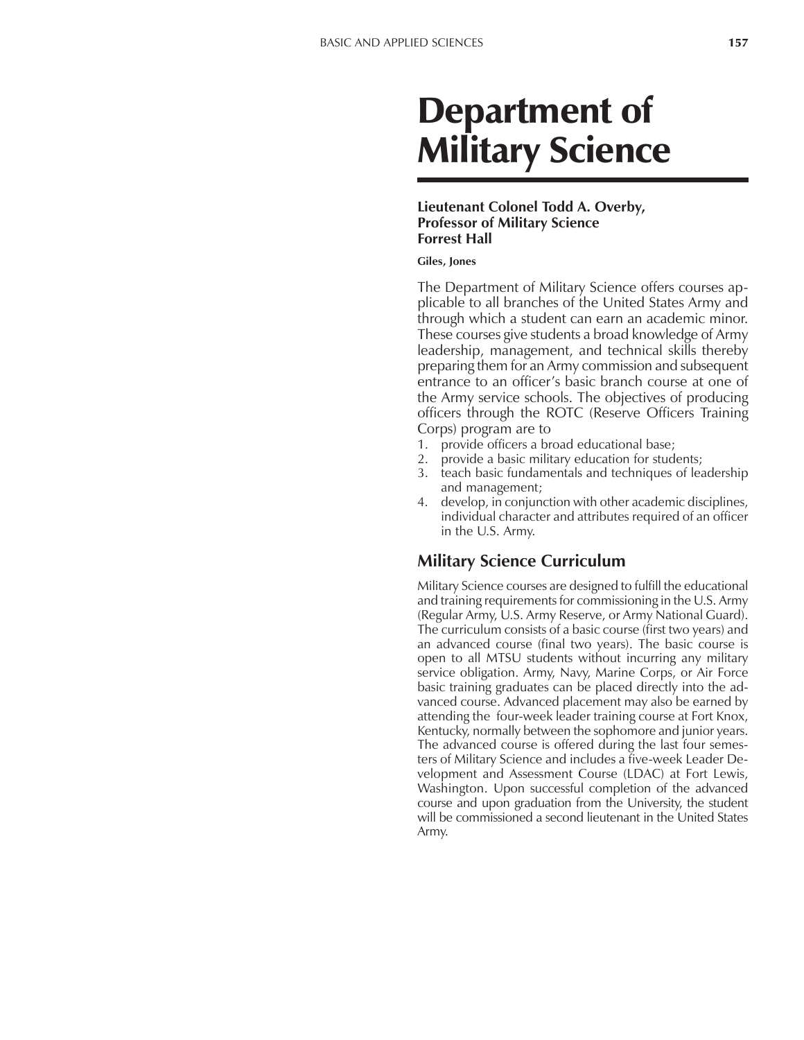# Department of Military Science

**Lieutenant Colonel Todd A. Overby,**
**Professor of Military Science**
**Forrest Hall**

**Giles, Jones**

The Department of Military Science offers courses applicable to all branches of the United States Army and through which a student can earn an academic minor. These courses give students a broad knowledge of Army leadership, management, and technical skills thereby preparing them for an Army commission and subsequent entrance to an officer's basic branch course at one of the Army service schools. The objectives of producing officers through the ROTC (Reserve Officers Training Corps) program are to

1. provide officers a broad educational base;
2. provide a basic military education for students;
3. teach basic fundamentals and techniques of leadership and management;
4. develop, in conjunction with other academic disciplines, individual character and attributes required of an officer in the U.S. Army.

## Military Science Curriculum

Military Science courses are designed to fulfill the educational and training requirements for commissioning in the U.S. Army (Regular Army, U.S. Army Reserve, or Army National Guard). The curriculum consists of a basic course (first two years) and an advanced course (final two years). The basic course is open to all MTSU students without incurring any military service obligation. Army, Navy, Marine Corps, or Air Force basic training graduates can be placed directly into the advanced course. Advanced placement may also be earned by attending the four-week leader training course at Fort Knox, Kentucky, normally between the sophomore and junior years. The advanced course is offered during the last four semesters of Military Science and includes a five-week Leader Development and Assessment Course (LDAC) at Fort Lewis, Washington. Upon successful completion of the advanced course and upon graduation from the University, the student will be commissioned a second lieutenant in the United States Army.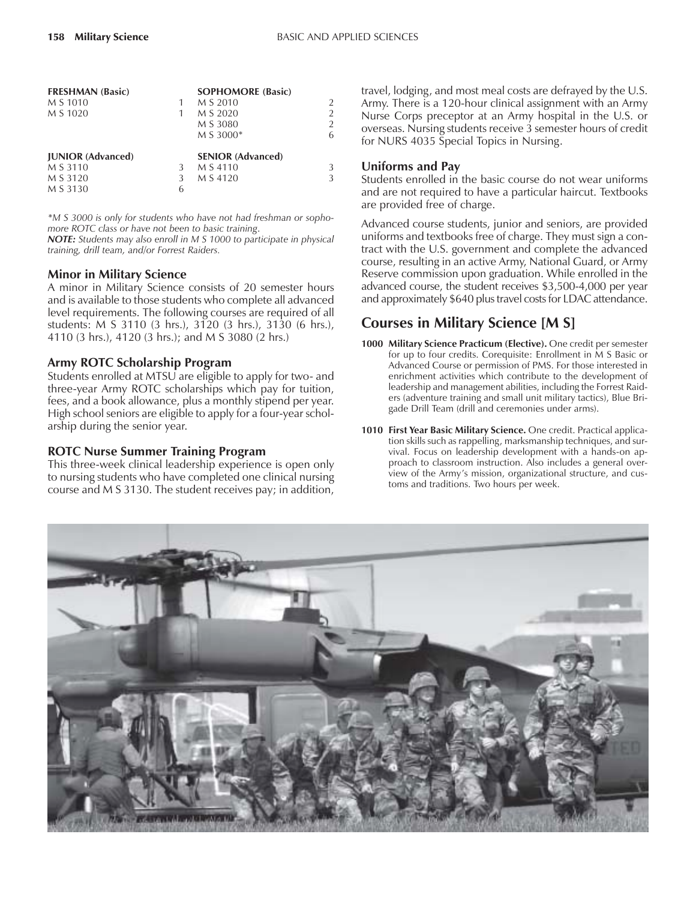| FRESHMAN (Basic) | | SOPHOMORE (Basic) | |
|---|---|---|---|
| M S 1010 | 1 | M S 2010 | 2 |
| M S 1020 | 1 | M S 2020 | 2 |
| | | M S 3080 | 2 |
| | | M S 3000* | 6 |
| **JUNIOR (Advanced)** | | **SENIOR (Advanced)** | |
| M S 3110 | 3 | M S 4110 | 3 |
| M S 3120 | 3 | M S 4120 | 3 |
| M S 3130 | 6 | | |

*\*M S 3000 is only for students who have not had freshman or sophomore ROTC class or have not been to basic training.*
***NOTE:** Students may also enroll in M S 1000 to participate in physical training, drill team, and/or Forrest Raiders.*

### Minor in Military Science

A minor in Military Science consists of 20 semester hours and is available to those students who complete all advanced level requirements. The following courses are required of all students: M S 3110 (3 hrs.), 3120 (3 hrs.), 3130 (6 hrs.), 4110 (3 hrs.), 4120 (3 hrs.); and M S 3080 (2 hrs.)

### Army ROTC Scholarship Program

Students enrolled at MTSU are eligible to apply for two- and three-year Army ROTC scholarships which pay for tuition, fees, and a book allowance, plus a monthly stipend per year. High school seniors are eligible to apply for a four-year scholarship during the senior year.

### ROTC Nurse Summer Training Program

This three-week clinical leadership experience is open only to nursing students who have completed one clinical nursing course and M S 3130. The student receives pay; in addition, travel, lodging, and most meal costs are defrayed by the U.S. Army. There is a 120-hour clinical assignment with an Army Nurse Corps preceptor at an Army hospital in the U.S. or overseas. Nursing students receive 3 semester hours of credit for NURS 4035 Special Topics in Nursing.

### Uniforms and Pay

Students enrolled in the basic course do not wear uniforms and are not required to have a particular haircut. Textbooks are provided free of charge.

Advanced course students, junior and seniors, are provided uniforms and textbooks free of charge. They must sign a contract with the U.S. government and complete the advanced course, resulting in an active Army, National Guard, or Army Reserve commission upon graduation. While enrolled in the advanced course, the student receives $3,500-4,000 per year and approximately $640 plus travel costs for LDAC attendance.

## Courses in Military Science [M S]

**1000 Military Science Practicum (Elective).** One credit per semester for up to four credits. Corequisite: Enrollment in M S Basic or Advanced Course or permission of PMS. For those interested in enrichment activities which contribute to the development of leadership and management abilities, including the Forrest Raiders (adventure training and small unit military tactics), Blue Brigade Drill Team (drill and ceremonies under arms).

**1010 First Year Basic Military Science.** One credit. Practical application skills such as rappelling, marksmanship techniques, and survival. Focus on leadership development with a hands-on approach to classroom instruction. Also includes a general overview of the Army's mission, organizational structure, and customs and traditions. Two hours per week.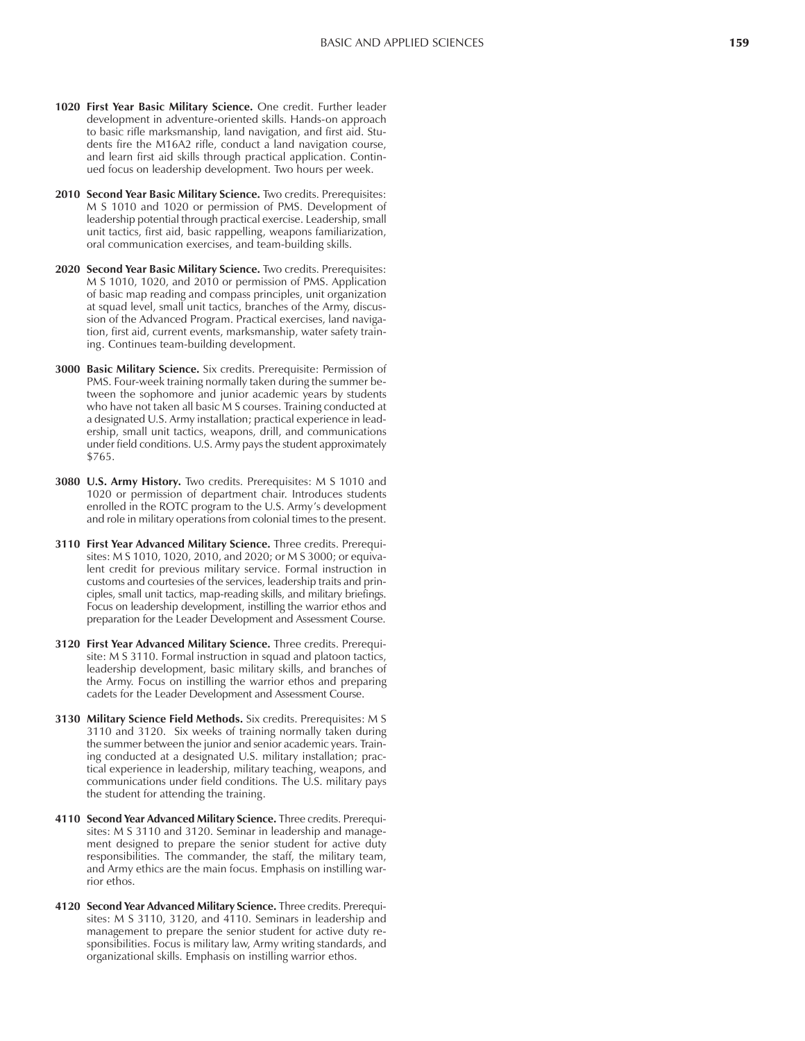**1020 First Year Basic Military Science.** One credit. Further leader development in adventure-oriented skills. Hands-on approach to basic rifle marksmanship, land navigation, and first aid. Students fire the M16A2 rifle, conduct a land navigation course, and learn first aid skills through practical application. Continued focus on leadership development. Two hours per week.

**2010 Second Year Basic Military Science.** Two credits. Prerequisites: M S 1010 and 1020 or permission of PMS. Development of leadership potential through practical exercise. Leadership, small unit tactics, first aid, basic rappelling, weapons familiarization, oral communication exercises, and team-building skills.

**2020 Second Year Basic Military Science.** Two credits. Prerequisites: M S 1010, 1020, and 2010 or permission of PMS. Application of basic map reading and compass principles, unit organization at squad level, small unit tactics, branches of the Army, discussion of the Advanced Program. Practical exercises, land navigation, first aid, current events, marksmanship, water safety training. Continues team-building development.

**3000 Basic Military Science.** Six credits. Prerequisite: Permission of PMS. Four-week training normally taken during the summer between the sophomore and junior academic years by students who have not taken all basic M S courses. Training conducted at a designated U.S. Army installation; practical experience in leadership, small unit tactics, weapons, drill, and communications under field conditions. U.S. Army pays the student approximately $765.

**3080 U.S. Army History.** Two credits. Prerequisites: M S 1010 and 1020 or permission of department chair. Introduces students enrolled in the ROTC program to the U.S. Army's development and role in military operations from colonial times to the present.

**3110 First Year Advanced Military Science.** Three credits. Prerequisites: M S 1010, 1020, 2010, and 2020; or M S 3000; or equivalent credit for previous military service. Formal instruction in customs and courtesies of the services, leadership traits and principles, small unit tactics, map-reading skills, and military briefings. Focus on leadership development, instilling the warrior ethos and preparation for the Leader Development and Assessment Course.

**3120 First Year Advanced Military Science.** Three credits. Prerequisite: M S 3110. Formal instruction in squad and platoon tactics, leadership development, basic military skills, and branches of the Army. Focus on instilling the warrior ethos and preparing cadets for the Leader Development and Assessment Course.

**3130 Military Science Field Methods.** Six credits. Prerequisites: M S 3110 and 3120. Six weeks of training normally taken during the summer between the junior and senior academic years. Training conducted at a designated U.S. military installation; practical experience in leadership, military teaching, weapons, and communications under field conditions. The U.S. military pays the student for attending the training.

**4110 Second Year Advanced Military Science.** Three credits. Prerequisites: M S 3110 and 3120. Seminar in leadership and management designed to prepare the senior student for active duty responsibilities. The commander, the staff, the military team, and Army ethics are the main focus. Emphasis on instilling warrior ethos.

**4120 Second Year Advanced Military Science.** Three credits. Prerequisites: M S 3110, 3120, and 4110. Seminars in leadership and management to prepare the senior student for active duty responsibilities. Focus is military law, Army writing standards, and organizational skills. Emphasis on instilling warrior ethos.